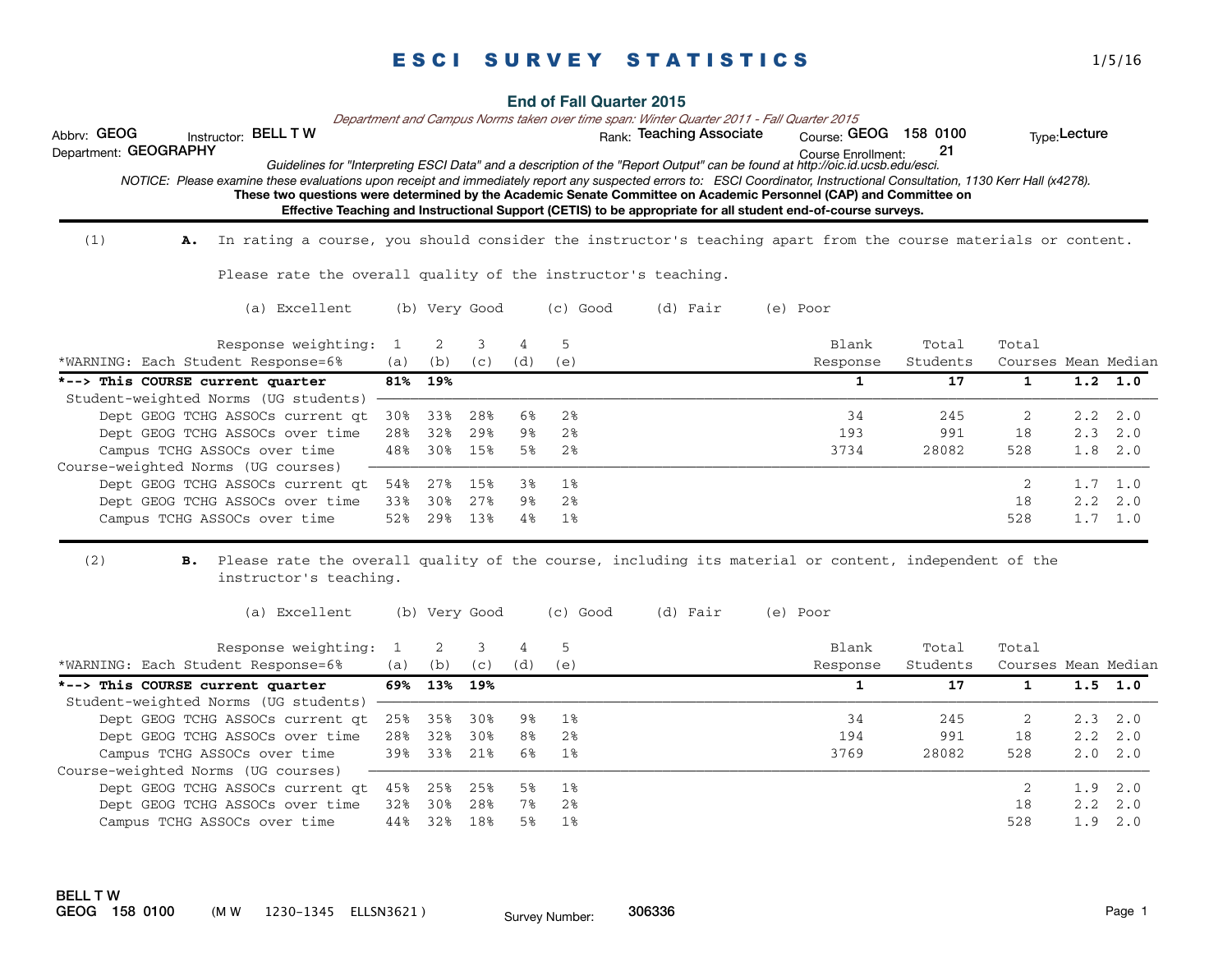# ESCI SURVEY STATISTICS

1/5/16

## End of Fall Quarter 2015

*Department and Campus Norms taken over time span: Winter Quarter 2011 - Fall Quarter 2015*

Abbrv: **GEOG** Instructor: **BELL T W** Rank: **Teaching Associate** Course: **GEOG 158 0100** Type: **Lecture**

Department: **GEOGRAPHY** Course Enrollment: **21**

*Guidelines for "Interpreting ESCI Data" and a description of the "Report Output" can be found at http://oic.id.ucsb.edu/esci.*

*NOTICE: Please examine these evaluations upon receipt and immediately report any suspected errors to: ESCI Coordinator, Instructional Consultation, 1130 Kerr Hall (x4278).*

**These two questions were determined by the Academic Senate Committee on Academic Personnel (CAP) and Committee on Effective Teaching and Instructional Support (CETIS) to be appropriate for all student end-of-course surveys.**

---

(1) **A.** In rating a course, you should consider the instructor's teaching apart from the course materials or content.

Please rate the overall quality of the instructor's teaching.

(a) Excellent (b) Very Good (c) Good (d) Fair (e) Poor

| Response weighting: | 1 (a) | 2 (b) | 3 (c) | 4 (d) | 5 (e) | Blank Response | Total Students | Total Courses | Mean | Median |
|---|---|---|---|---|---|---|---|---|---|---|
| *WARNING: Each Student Response=6% | | | | | | | | | | |
| ***--> This COURSE current quarter** | **81%** | **19%** | | | | **1** | **17** | **1** | **1.2** | **1.0** |
| Student-weighted Norms (UG students) | | | | | | | | | | |
| Dept GEOG TCHG ASSOCs current qt | 30% | 33% | 28% | 6% | 2% | 34 | 245 | 2 | 2.2 | 2.0 |
| Dept GEOG TCHG ASSOCs over time | 28% | 32% | 29% | 9% | 2% | 193 | 991 | 18 | 2.3 | 2.0 |
| Campus TCHG ASSOCs over time | 48% | 30% | 15% | 5% | 2% | 3734 | 28082 | 528 | 1.8 | 2.0 |
| Course-weighted Norms (UG courses) | | | | | | | | | | |
| Dept GEOG TCHG ASSOCs current qt | 54% | 27% | 15% | 3% | 1% | | | 2 | 1.7 | 1.0 |
| Dept GEOG TCHG ASSOCs over time | 33% | 30% | 27% | 9% | 2% | | | 18 | 2.2 | 2.0 |
| Campus TCHG ASSOCs over time | 52% | 29% | 13% | 4% | 1% | | | 528 | 1.7 | 1.0 |

---

(2) **B.** Please rate the overall quality of the course, including its material or content, independent of the instructor's teaching.

(a) Excellent (b) Very Good (c) Good (d) Fair (e) Poor

| Response weighting: | 1 (a) | 2 (b) | 3 (c) | 4 (d) | 5 (e) | Blank Response | Total Students | Total Courses | Mean | Median |
|---|---|---|---|---|---|---|---|---|---|---|
| *WARNING: Each Student Response=6% | | | | | | | | | | |
| ***--> This COURSE current quarter** | **69%** | **13%** | **19%** | | | **1** | **17** | **1** | **1.5** | **1.0** |
| Student-weighted Norms (UG students) | | | | | | | | | | |
| Dept GEOG TCHG ASSOCs current qt | 25% | 35% | 30% | 9% | 1% | 34 | 245 | 2 | 2.3 | 2.0 |
| Dept GEOG TCHG ASSOCs over time | 28% | 32% | 30% | 8% | 2% | 194 | 991 | 18 | 2.2 | 2.0 |
| Campus TCHG ASSOCs over time | 39% | 33% | 21% | 6% | 1% | 3769 | 28082 | 528 | 2.0 | 2.0 |
| Course-weighted Norms (UG courses) | | | | | | | | | | |
| Dept GEOG TCHG ASSOCs current qt | 45% | 25% | 25% | 5% | 1% | | | 2 | 1.9 | 2.0 |
| Dept GEOG TCHG ASSOCs over time | 32% | 30% | 28% | 7% | 2% | | | 18 | 2.2 | 2.0 |
| Campus TCHG ASSOCs over time | 44% | 32% | 18% | 5% | 1% | | | 528 | 1.9 | 2.0 |

**BELL T W**
**GEOG 158 0100** (M W 1230-1345 ELLSN3621) Survey Number: **306336**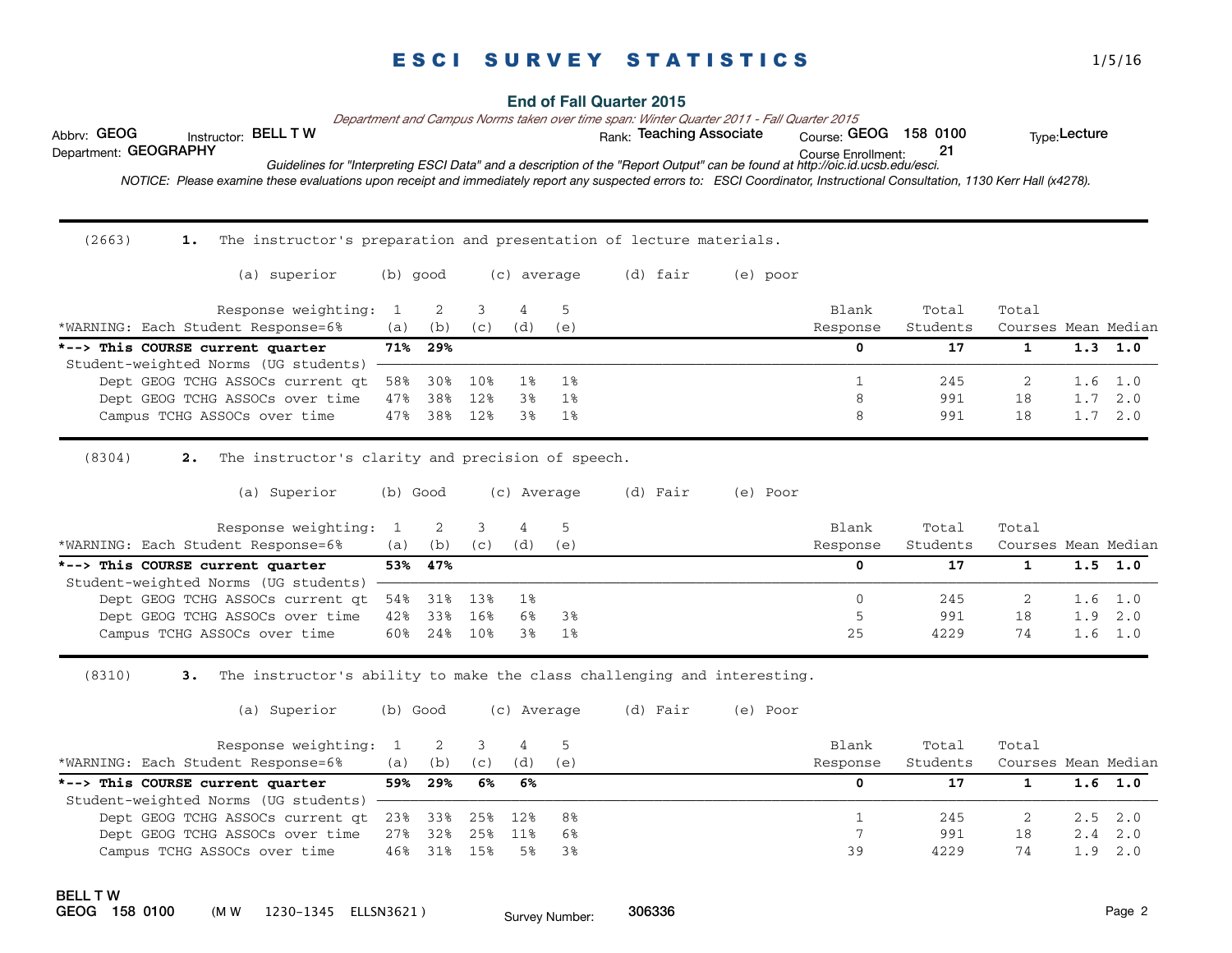# ESCI SURVEY STATISTICS

1/5/16

**End of Fall Quarter 2015**

*Department and Campus Norms taken over time span: Winter Quarter 2011 - Fall Quarter 2015*

Abbrv: **GEOG** Instructor: **BELL T W** Rank: **Teaching Associate** Course: **GEOG 158 0100** Type: **Lecture**

Department: **GEOGRAPHY** Course Enrollment: **21**

*Guidelines for "Interpreting ESCI Data" and a description of the "Report Output" can be found at http://oic.id.ucsb.edu/esci.*

*NOTICE: Please examine these evaluations upon receipt and immediately report any suspected errors to: ESCI Coordinator, Instructional Consultation, 1130 Kerr Hall (x4278).*

---

(2663) **1.** The instructor's preparation and presentation of lecture materials.

(a) superior (b) good (c) average (d) fair (e) poor

| Response weighting: | 1 | 2 | 3 | 4 | 5 | | | | | |
|---|---|---|---|---|---|---|---|---|---|---|
| *WARNING: Each Student Response=6% | (a) | (b) | (c) | (d) | (e) | Blank Response | Total Students | Total Courses | Mean | Median |
| **\*--> This COURSE current quarter** | **71%** | **29%** | | | | **0** | **17** | **1** | **1.3** | **1.0** |
| Student-weighted Norms (UG students) | | | | | | | | | | |
| Dept GEOG TCHG ASSOCs current qt | 58% | 30% | 10% | 1% | 1% | 1 | 245 | 2 | 1.6 | 1.0 |
| Dept GEOG TCHG ASSOCs over time | 47% | 38% | 12% | 3% | 1% | 8 | 991 | 18 | 1.7 | 2.0 |
| Campus TCHG ASSOCs over time | 47% | 38% | 12% | 3% | 1% | 8 | 991 | 18 | 1.7 | 2.0 |

---

(8304) **2.** The instructor's clarity and precision of speech.

(a) Superior (b) Good (c) Average (d) Fair (e) Poor

| Response weighting: | 1 | 2 | 3 | 4 | 5 | | | | | |
|---|---|---|---|---|---|---|---|---|---|---|
| *WARNING: Each Student Response=6% | (a) | (b) | (c) | (d) | (e) | Blank Response | Total Students | Total Courses | Mean | Median |
| **\*--> This COURSE current quarter** | **53%** | **47%** | | | | **0** | **17** | **1** | **1.5** | **1.0** |
| Student-weighted Norms (UG students) | | | | | | | | | | |
| Dept GEOG TCHG ASSOCs current qt | 54% | 31% | 13% | 1% | | 0 | 245 | 2 | 1.6 | 1.0 |
| Dept GEOG TCHG ASSOCs over time | 42% | 33% | 16% | 6% | 3% | 5 | 991 | 18 | 1.9 | 2.0 |
| Campus TCHG ASSOCs over time | 60% | 24% | 10% | 3% | 1% | 25 | 4229 | 74 | 1.6 | 1.0 |

---

(8310) **3.** The instructor's ability to make the class challenging and interesting.

(a) Superior (b) Good (c) Average (d) Fair (e) Poor

| Response weighting: | 1 | 2 | 3 | 4 | 5 | | | | | |
|---|---|---|---|---|---|---|---|---|---|---|
| *WARNING: Each Student Response=6% | (a) | (b) | (c) | (d) | (e) | Blank Response | Total Students | Total Courses | Mean | Median |
| **\*--> This COURSE current quarter** | **59%** | **29%** | **6%** | **6%** | | **0** | **17** | **1** | **1.6** | **1.0** |
| Student-weighted Norms (UG students) | | | | | | | | | | |
| Dept GEOG TCHG ASSOCs current qt | 23% | 33% | 25% | 12% | 8% | 1 | 245 | 2 | 2.5 | 2.0 |
| Dept GEOG TCHG ASSOCs over time | 27% | 32% | 25% | 11% | 6% | 7 | 991 | 18 | 2.4 | 2.0 |
| Campus TCHG ASSOCs over time | 46% | 31% | 15% | 5% | 3% | 39 | 4229 | 74 | 1.9 | 2.0 |

**BELL T W**
**GEOG 158 0100** (M W 1230-1345 ELLSN3621) Survey Number: **306336**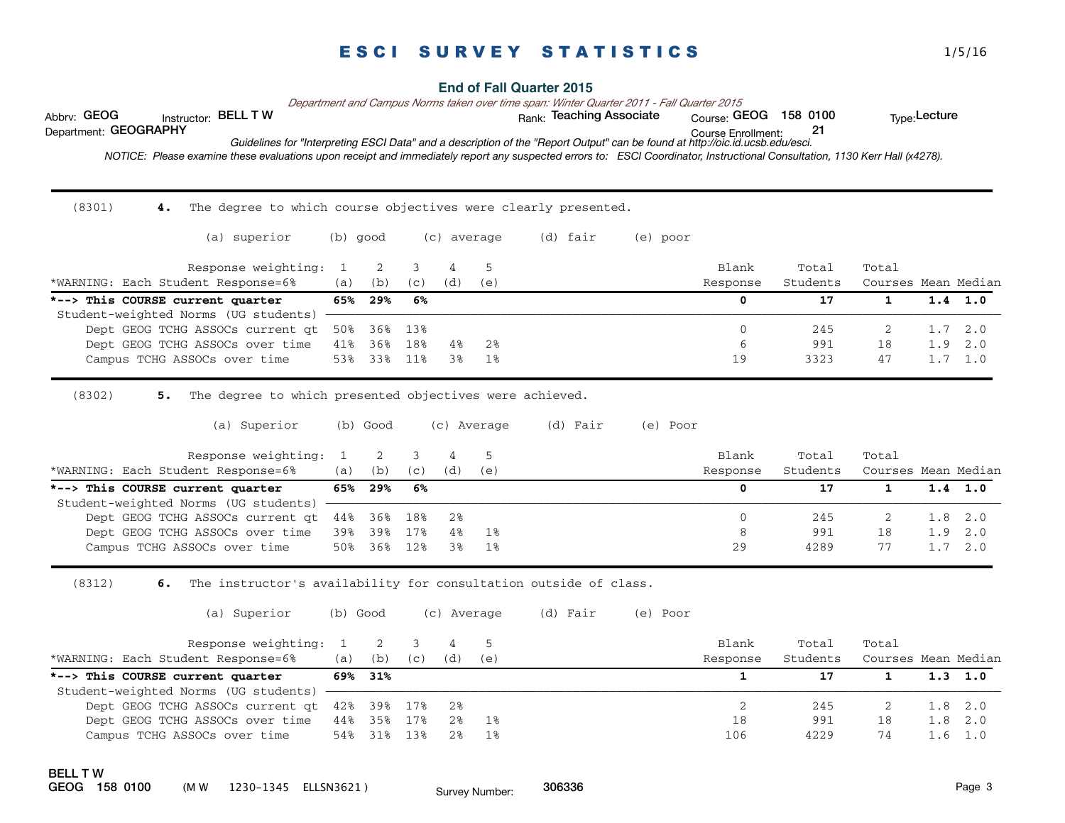# E S C I   S U R V E Y   S T A T I S T I C S

**End of Fall Quarter 2015**

*Department and Campus Norms taken over time span: Winter Quarter 2011 - Fall Quarter 2015*

Abbrv: **GEOG** Instructor: **BELL T W** Rank: **Teaching Associate** Course: **GEOG 158 0100** Type: **Lecture**

Department: **GEOGRAPHY** Course Enrollment: **21**

*Guidelines for "Interpreting ESCI Data" and a description of the "Report Output" can be found at http://oic.id.ucsb.edu/esci.*

*NOTICE: Please examine these evaluations upon receipt and immediately report any suspected errors to: ESCI Coordinator, Instructional Consultation, 1130 Kerr Hall (x4278).*

---

(8301) **4.** The degree to which course objectives were clearly presented.

(a) superior (b) good (c) average (d) fair (e) poor

| Response weighting: *WARNING: Each Student Response=6% | 1 (a) | 2 (b) | 3 (c) | 4 (d) | 5 (e) | Blank Response | Total Students | Total Courses | Mean | Median |
|---|---|---|---|---|---|---|---|---|---|---|
| ***--> This COURSE current quarter** | **65%** | **29%** | **6%** | | | **0** | **17** | **1** | **1.4** | **1.0** |
| Student-weighted Norms (UG students) | | | | | | | | | | |
| Dept GEOG TCHG ASSOCs current qt | 50% | 36% | 13% | | | 0 | 245 | 2 | 1.7 | 2.0 |
| Dept GEOG TCHG ASSOCs over time | 41% | 36% | 18% | 4% | 2% | 6 | 991 | 18 | 1.9 | 2.0 |
| Campus TCHG ASSOCs over time | 53% | 33% | 11% | 3% | 1% | 19 | 3323 | 47 | 1.7 | 1.0 |

---

(8302) **5.** The degree to which presented objectives were achieved.

(a) Superior (b) Good (c) Average (d) Fair (e) Poor

| Response weighting: *WARNING: Each Student Response=6% | 1 (a) | 2 (b) | 3 (c) | 4 (d) | 5 (e) | Blank Response | Total Students | Total Courses | Mean | Median |
|---|---|---|---|---|---|---|---|---|---|---|
| ***--> This COURSE current quarter** | **65%** | **29%** | **6%** | | | **0** | **17** | **1** | **1.4** | **1.0** |
| Student-weighted Norms (UG students) | | | | | | | | | | |
| Dept GEOG TCHG ASSOCs current qt | 44% | 36% | 18% | 2% | | 0 | 245 | 2 | 1.8 | 2.0 |
| Dept GEOG TCHG ASSOCs over time | 39% | 39% | 17% | 4% | 1% | 8 | 991 | 18 | 1.9 | 2.0 |
| Campus TCHG ASSOCs over time | 50% | 36% | 12% | 3% | 1% | 29 | 4289 | 77 | 1.7 | 2.0 |

---

(8312) **6.** The instructor's availability for consultation outside of class.

(a) Superior (b) Good (c) Average (d) Fair (e) Poor

| Response weighting: *WARNING: Each Student Response=6% | 1 (a) | 2 (b) | 3 (c) | 4 (d) | 5 (e) | Blank Response | Total Students | Total Courses | Mean | Median |
|---|---|---|---|---|---|---|---|---|---|---|
| ***--> This COURSE current quarter** | **69%** | **31%** | | | | **1** | **17** | **1** | **1.3** | **1.0** |
| Student-weighted Norms (UG students) | | | | | | | | | | |
| Dept GEOG TCHG ASSOCs current qt | 42% | 39% | 17% | 2% | | 2 | 245 | 2 | 1.8 | 2.0 |
| Dept GEOG TCHG ASSOCs over time | 44% | 35% | 17% | 2% | 1% | 18 | 991 | 18 | 1.8 | 2.0 |
| Campus TCHG ASSOCs over time | 54% | 31% | 13% | 2% | 1% | 106 | 4229 | 74 | 1.6 | 1.0 |

**BELL T W**
**GEOG 158 0100** (M W 1230-1345 ELLSN3621) Survey Number: **306336**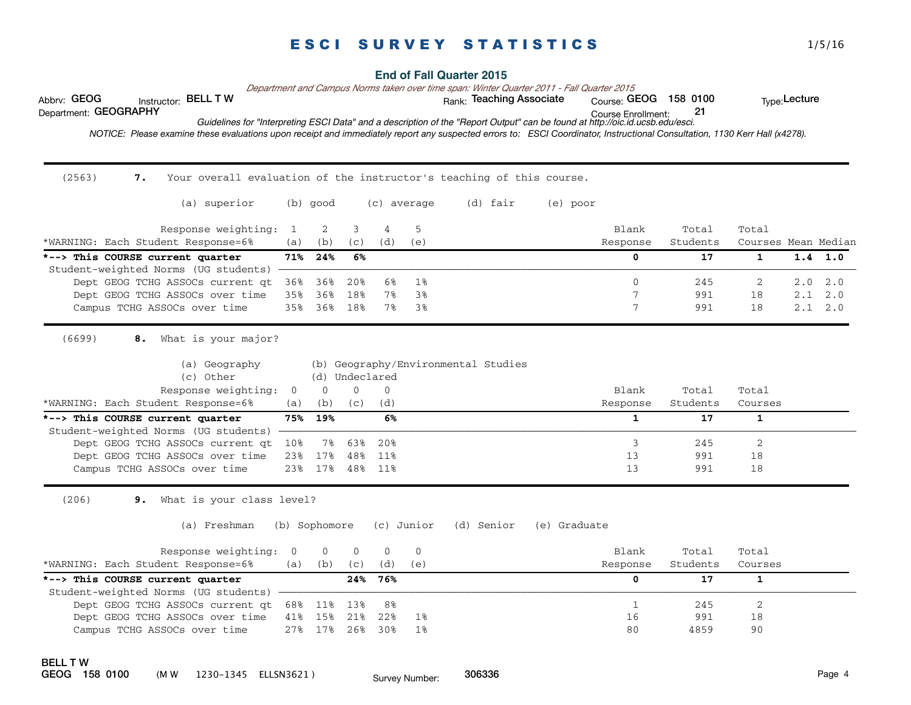# ESCI SURVEY STATISTICS

**End of Fall Quarter 2015**

*Department and Campus Norms taken over time span: Winter Quarter 2011 - Fall Quarter 2015*

Abbrv: **GEOG** Instructor: **BELL T W** Rank: **Teaching Associate** Course: **GEOG 158 0100** Type: **Lecture**

Department: **GEOGRAPHY** Course Enrollment: **21**

*Guidelines for "Interpreting ESCI Data" and a description of the "Report Output" can be found at http://oic.id.ucsb.edu/esci.*

*NOTICE: Please examine these evaluations upon receipt and immediately report any suspected errors to: ESCI Coordinator, Instructional Consultation, 1130 Kerr Hall (x4278).*

---

(2563) **7.** Your overall evaluation of the instructor's teaching of this course.

(a) superior (b) good (c) average (d) fair (e) poor

| Response weighting: | 1 | 2 | 3 | 4 | 5 | Blank | Total | Total | | |
|---|---|---|---|---|---|---|---|---|---|---|
| *WARNING: Each Student Response=6% | (a) | (b) | (c) | (d) | (e) | Response | Students | Courses | Mean | Median |
| **\*--> This COURSE current quarter** | **71%** | **24%** | **6%** | | | **0** | **17** | **1** | **1.4** | **1.0** |
| Student-weighted Norms (UG students) | | | | | | | | | | |
| Dept GEOG TCHG ASSOCs current qt | 36% | 36% | 20% | 6% | 1% | 0 | 245 | 2 | 2.0 | 2.0 |
| Dept GEOG TCHG ASSOCs over time | 35% | 36% | 18% | 7% | 3% | 7 | 991 | 18 | 2.1 | 2.0 |
| Campus TCHG ASSOCs over time | 35% | 36% | 18% | 7% | 3% | 7 | 991 | 18 | 2.1 | 2.0 |

---

(6699) **8.** What is your major?

(a) Geography (b) Geography/Environmental Studies
(c) Other (d) Undeclared

| Response weighting: | 0 | 0 | 0 | 0 | Blank | Total | Total |
|---|---|---|---|---|---|---|---|
| *WARNING: Each Student Response=6% | (a) | (b) | (c) | (d) | Response | Students | Courses |
| **\*--> This COURSE current quarter** | **75%** | **19%** | | **6%** | **1** | **17** | **1** |
| Student-weighted Norms (UG students) | | | | | | | |
| Dept GEOG TCHG ASSOCs current qt | 10% | 7% | 63% | 20% | 3 | 245 | 2 |
| Dept GEOG TCHG ASSOCs over time | 23% | 17% | 48% | 11% | 13 | 991 | 18 |
| Campus TCHG ASSOCs over time | 23% | 17% | 48% | 11% | 13 | 991 | 18 |

---

(206) **9.** What is your class level?

(a) Freshman (b) Sophomore (c) Junior (d) Senior (e) Graduate

| Response weighting: | 0 | 0 | 0 | 0 | 0 | Blank | Total | Total |
|---|---|---|---|---|---|---|---|---|
| *WARNING: Each Student Response=6% | (a) | (b) | (c) | (d) | (e) | Response | Students | Courses |
| **\*--> This COURSE current quarter** | | | **24%** | **76%** | | **0** | **17** | **1** |
| Student-weighted Norms (UG students) | | | | | | | | |
| Dept GEOG TCHG ASSOCs current qt | 68% | 11% | 13% | 8% | | 1 | 245 | 2 |
| Dept GEOG TCHG ASSOCs over time | 41% | 15% | 21% | 22% | 1% | 16 | 991 | 18 |
| Campus TCHG ASSOCs over time | 27% | 17% | 26% | 30% | 1% | 80 | 4859 | 90 |

**BELL T W**
**GEOG 158 0100** (M W 1230-1345 ELLSN3621) Survey Number: **306336**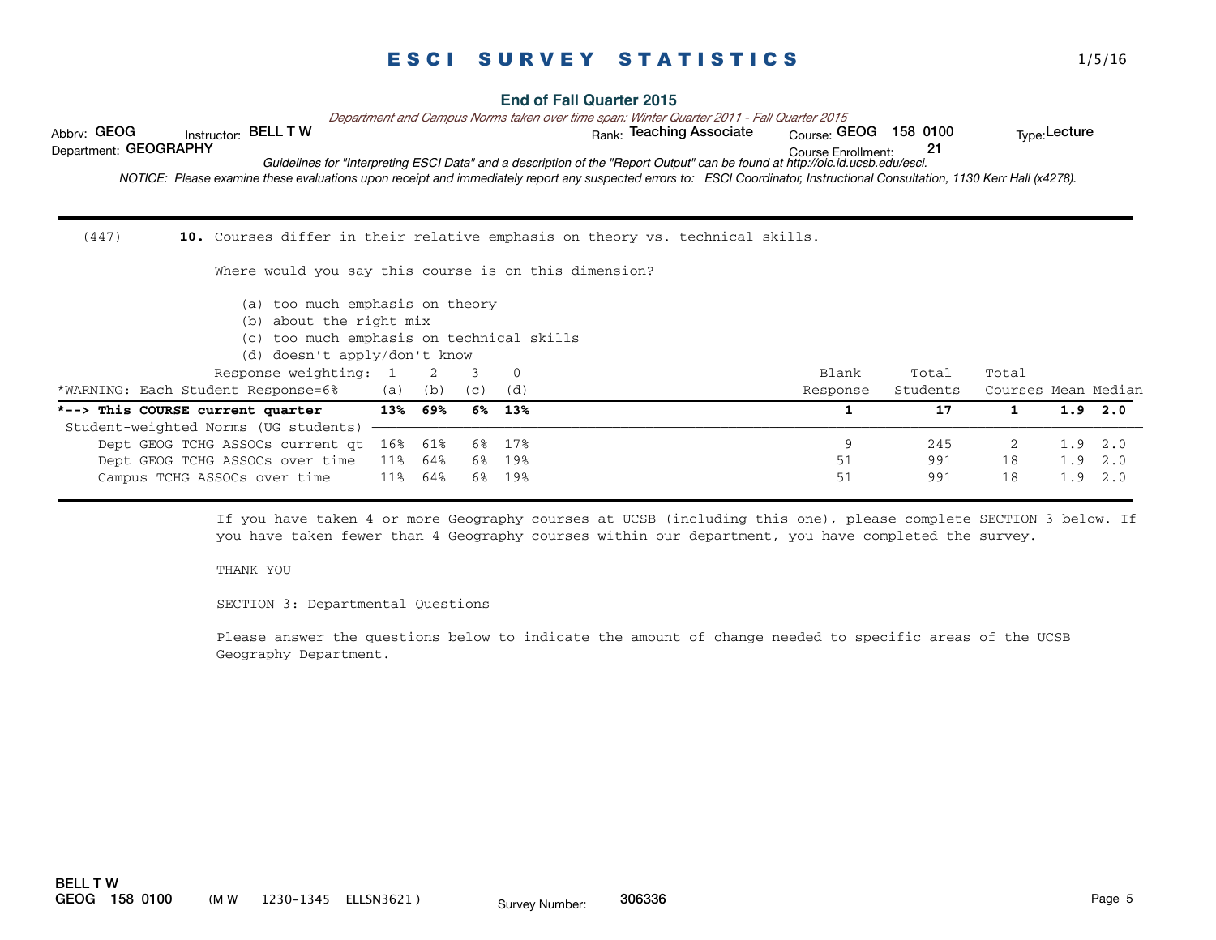# ESCI SURVEY STATISTICS

**End of Fall Quarter 2015**

*Department and Campus Norms taken over time span: Winter Quarter 2011 - Fall Quarter 2015*

Abbrv: **GEOG** Instructor: **BELL T W** Rank: **Teaching Associate** Course: **GEOG 158 0100** Type: **Lecture**

Department: **GEOGRAPHY** Course Enrollment: **21**

*Guidelines for "Interpreting ESCI Data" and a description of the "Report Output" can be found at http://oic.id.ucsb.edu/esci.*

*NOTICE: Please examine these evaluations upon receipt and immediately report any suspected errors to: ESCI Coordinator, Instructional Consultation, 1130 Kerr Hall (x4278).*

---

(447) **10.** Courses differ in their relative emphasis on theory vs. technical skills.

Where would you say this course is on this dimension?

(a) too much emphasis on theory
(b) about the right mix
(c) too much emphasis on technical skills
(d) doesn't apply/don't know

| Response weighting: | 1 | 2 | 3 | 0 | Blank | Total | Total | | |
|---|---|---|---|---|---|---|---|---|---|
| *WARNING: Each Student Response=6% | (a) | (b) | (c) | (d) | Response | Students | Courses | Mean | Median |
| ***--> This COURSE current quarter** | **13%** | **69%** | **6%** | **13%** | **1** | **17** | **1** | **1.9** | **2.0** |
| Student-weighted Norms (UG students) | | | | | | | | | |
| Dept GEOG TCHG ASSOCs current qt | 16% | 61% | 6% | 17% | 9 | 245 | 2 | 1.9 | 2.0 |
| Dept GEOG TCHG ASSOCs over time | 11% | 64% | 6% | 19% | 51 | 991 | 18 | 1.9 | 2.0 |
| Campus TCHG ASSOCs over time | 11% | 64% | 6% | 19% | 51 | 991 | 18 | 1.9 | 2.0 |

---

If you have taken 4 or more Geography courses at UCSB (including this one), please complete SECTION 3 below. If you have taken fewer than 4 Geography courses within our department, you have completed the survey.

THANK YOU

SECTION 3: Departmental Questions

Please answer the questions below to indicate the amount of change needed to specific areas of the UCSB Geography Department.

BELL T W
GEOG 158 0100 (M W 1230-1345 ELLSN3621) Survey Number: 306336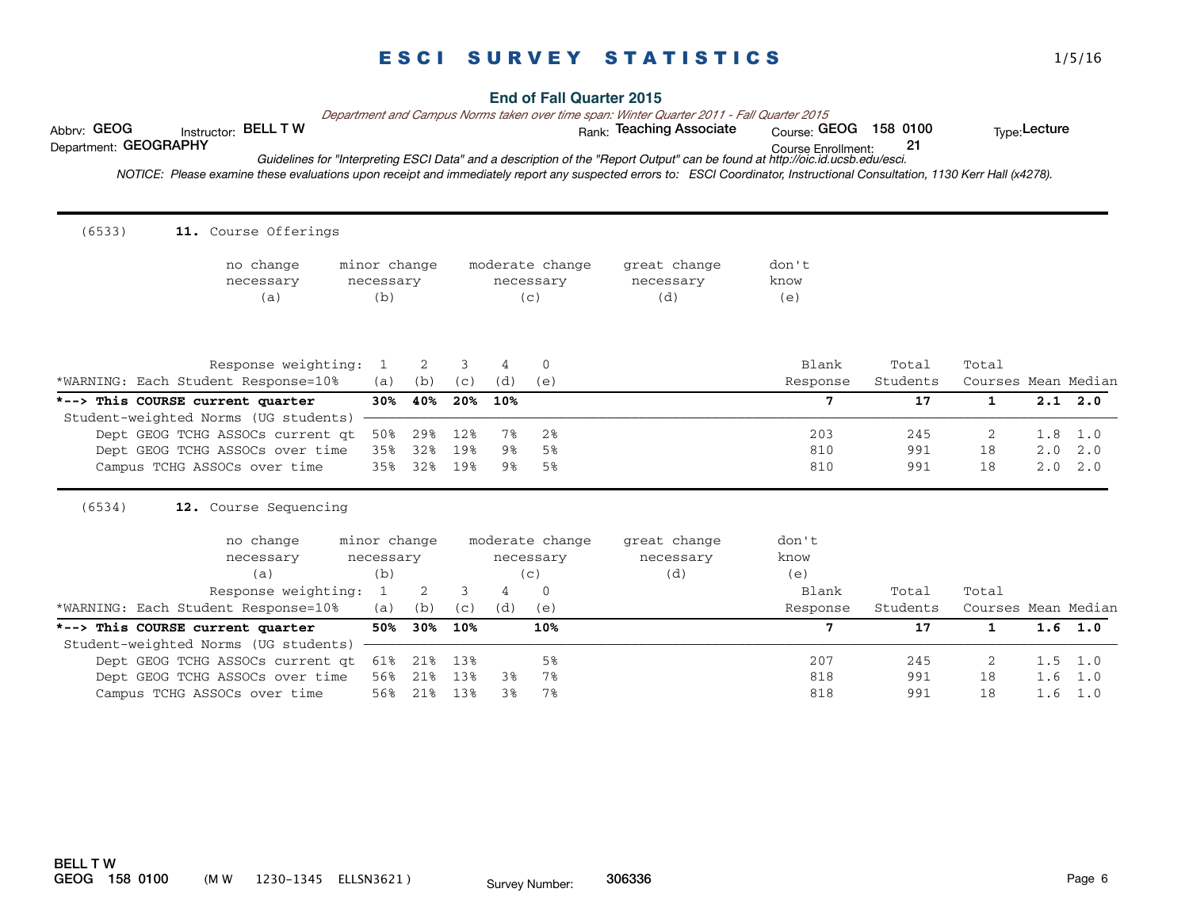# E S C I   S U R V E Y   S T A T I S T I C S

**End of Fall Quarter 2015**

*Department and Campus Norms taken over time span: Winter Quarter 2011 - Fall Quarter 2015*

Abbrv: **GEOG** Instructor: **BELL T W** Rank: **Teaching Associate** Course: **GEOG 158 0100** Type: **Lecture**

Department: **GEOGRAPHY** Course Enrollment: **21**

*Guidelines for "Interpreting ESCI Data" and a description of the "Report Output" can be found at http://oic.id.ucsb.edu/esci.*

*NOTICE: Please examine these evaluations upon receipt and immediately report any suspected errors to: ESCI Coordinator, Instructional Consultation, 1130 Kerr Hall (x4278).*

---

(6533) **11.** Course Offerings

no change necessary (a) | minor change necessary (b) | moderate change necessary (c) | great change necessary (d) | don't know (e)

| Response weighting: | 1 | 2 | 3 | 4 | 0 | Blank | Total | Total | | |
|---|---|---|---|---|---|---|---|---|---|---|
| *WARNING: Each Student Response=10% | (a) | (b) | (c) | (d) | (e) | Response | Students | Courses | Mean | Median |
| **\*--> This COURSE current quarter** | **30%** | **40%** | **20%** | **10%** | | **7** | **17** | **1** | **2.1** | **2.0** |
| Student-weighted Norms (UG students) | | | | | | | | | | |
| Dept GEOG TCHG ASSOCs current qt | 50% | 29% | 12% | 7% | 2% | 203 | 245 | 2 | 1.8 | 1.0 |
| Dept GEOG TCHG ASSOCs over time | 35% | 32% | 19% | 9% | 5% | 810 | 991 | 18 | 2.0 | 2.0 |
| Campus TCHG ASSOCs over time | 35% | 32% | 19% | 9% | 5% | 810 | 991 | 18 | 2.0 | 2.0 |

---

(6534) **12.** Course Sequencing

no change necessary (a) | minor change necessary (b) | moderate change necessary (c) | great change necessary (d) | don't know (e)

| Response weighting: | 1 | 2 | 3 | 4 | 0 | Blank | Total | Total | | |
|---|---|---|---|---|---|---|---|---|---|---|
| *WARNING: Each Student Response=10% | (a) | (b) | (c) | (d) | (e) | Response | Students | Courses | Mean | Median |
| **\*--> This COURSE current quarter** | **50%** | **30%** | **10%** | | **10%** | **7** | **17** | **1** | **1.6** | **1.0** |
| Student-weighted Norms (UG students) | | | | | | | | | | |
| Dept GEOG TCHG ASSOCs current qt | 61% | 21% | 13% | | 5% | 207 | 245 | 2 | 1.5 | 1.0 |
| Dept GEOG TCHG ASSOCs over time | 56% | 21% | 13% | 3% | 7% | 818 | 991 | 18 | 1.6 | 1.0 |
| Campus TCHG ASSOCs over time | 56% | 21% | 13% | 3% | 7% | 818 | 991 | 18 | 1.6 | 1.0 |

**BELL T W**
**GEOG 158 0100** (M W 1230-1345 ELLSN3621) Survey Number: **306336**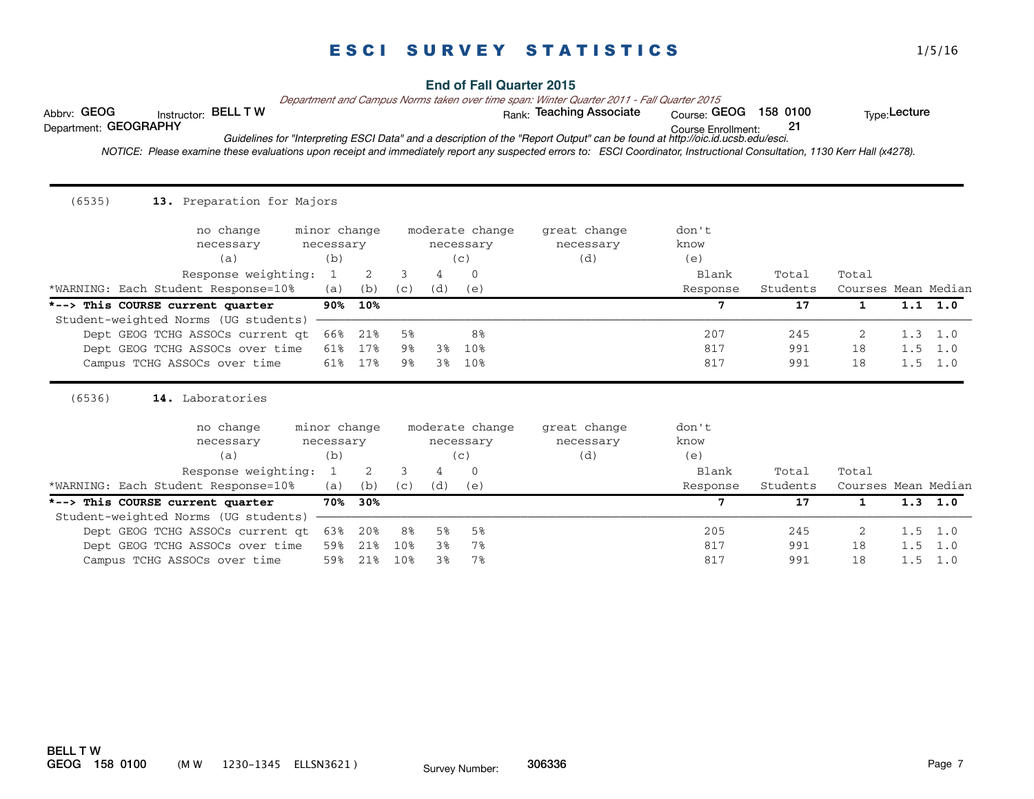# E S C I   S U R V E Y   S T A T I S T I C S

1/5/16

**End of Fall Quarter 2015**

*Department and Campus Norms taken over time span: Winter Quarter 2011 - Fall Quarter 2015*

Abbrv: **GEOG** Instructor: **BELL T W** Rank: **Teaching Associate** Course: **GEOG 158 0100** Type: **Lecture**

Department: **GEOGRAPHY** Course Enrollment: **21**

*Guidelines for "Interpreting ESCI Data" and a description of the "Report Output" can be found at http://oic.id.ucsb.edu/esci.*

*NOTICE: Please examine these evaluations upon receipt and immediately report any suspected errors to: ESCI Coordinator, Instructional Consultation, 1130 Kerr Hall (x4278).*

---

(6535) **13.** Preparation for Majors

no change necessary (a) | minor change necessary (b) | moderate change necessary (c) | great change necessary (d) | don't know (e)

| | 1 | 2 | 3 | 4 | 0 | Blank | Total | Total | | |
|---|---|---|---|---|---|---|---|---|---|---|
| *WARNING: Each Student Response=10% | (a) | (b) | (c) | (d) | (e) | Response | Students | Courses | Mean | Median |
| ***--> This COURSE current quarter** | **90%** | **10%** | | | | **7** | **17** | **1** | **1.1** | **1.0** |
| Student-weighted Norms (UG students) | | | | | | | | | | |
| Dept GEOG TCHG ASSOCs current qt | 66% | 21% | 5% | | 8% | 207 | 245 | 2 | 1.3 | 1.0 |
| Dept GEOG TCHG ASSOCs over time | 61% | 17% | 9% | 3% | 10% | 817 | 991 | 18 | 1.5 | 1.0 |
| Campus TCHG ASSOCs over time | 61% | 17% | 9% | 3% | 10% | 817 | 991 | 18 | 1.5 | 1.0 |

---

(6536) **14.** Laboratories

no change necessary (a) | minor change necessary (b) | moderate change necessary (c) | great change necessary (d) | don't know (e)

| | 1 | 2 | 3 | 4 | 0 | Blank | Total | Total | | |
|---|---|---|---|---|---|---|---|---|---|---|
| *WARNING: Each Student Response=10% | (a) | (b) | (c) | (d) | (e) | Response | Students | Courses | Mean | Median |
| ***--> This COURSE current quarter** | **70%** | **30%** | | | | **7** | **17** | **1** | **1.3** | **1.0** |
| Student-weighted Norms (UG students) | | | | | | | | | | |
| Dept GEOG TCHG ASSOCs current qt | 63% | 20% | 8% | 5% | 5% | 205 | 245 | 2 | 1.5 | 1.0 |
| Dept GEOG TCHG ASSOCs over time | 59% | 21% | 10% | 3% | 7% | 817 | 991 | 18 | 1.5 | 1.0 |
| Campus TCHG ASSOCs over time | 59% | 21% | 10% | 3% | 7% | 817 | 991 | 18 | 1.5 | 1.0 |

**BELL T W**
**GEOG 158 0100** (M W 1230-1345 ELLSN3621) Survey Number: **306336**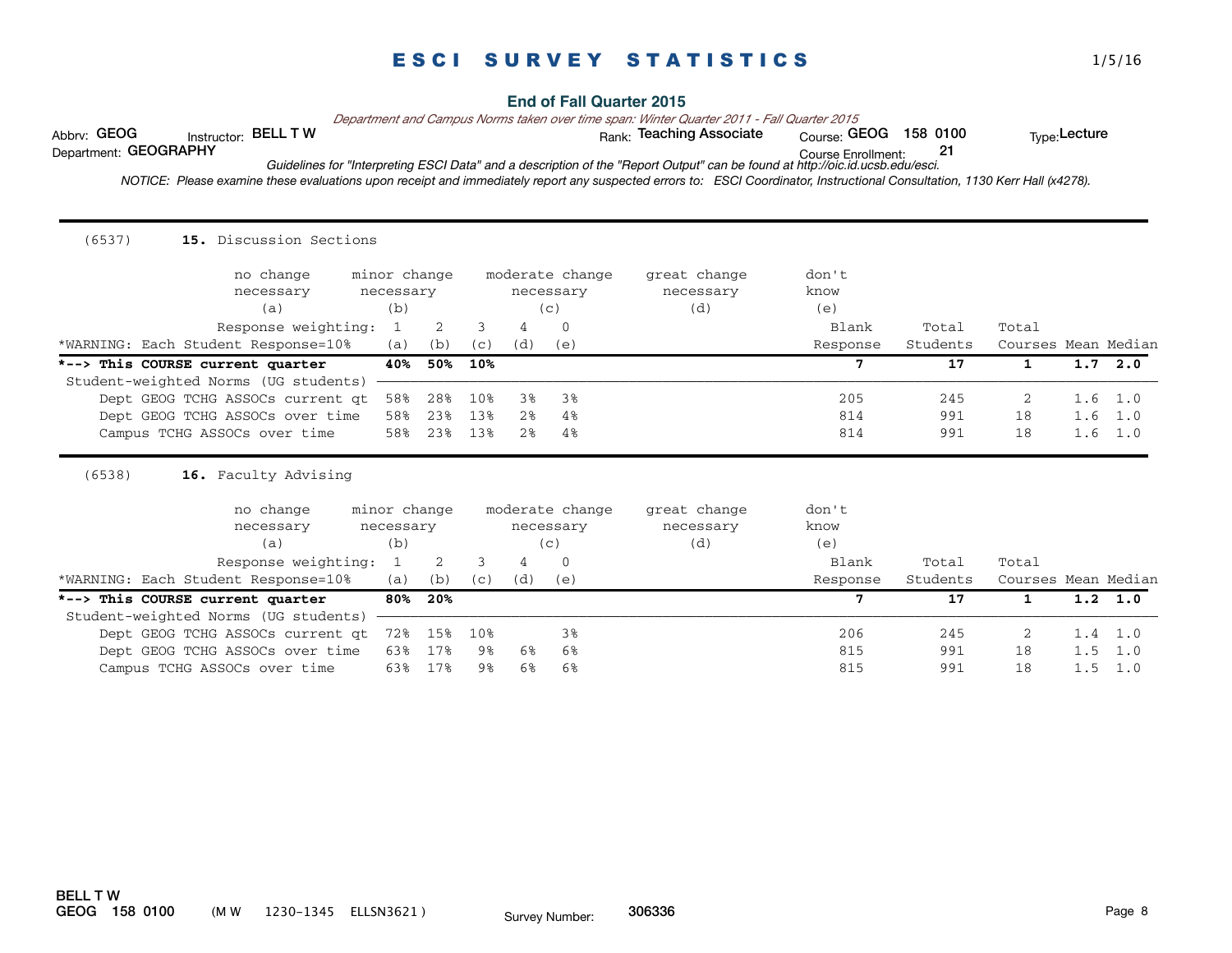# ESCI SURVEY STATISTICS

1/5/16

## End of Fall Quarter 2015

*Department and Campus Norms taken over time span: Winter Quarter 2011 - Fall Quarter 2015*

Abbrv: **GEOG** Instructor: **BELL T W** Rank: **Teaching Associate** Course: **GEOG 158 0100** Type: **Lecture**

Department: **GEOGRAPHY** Course Enrollment: **21**

*Guidelines for "Interpreting ESCI Data" and a description of the "Report Output" can be found at http://oic.id.ucsb.edu/esci.*

*NOTICE: Please examine these evaluations upon receipt and immediately report any suspected errors to: ESCI Coordinator, Instructional Consultation, 1130 Kerr Hall (x4278).*

---

(6537) **15.** Discussion Sections

no change necessary (a) | minor change necessary (b) | moderate change necessary (c) | great change necessary (d) | don't know (e)

| Response weighting: | 1 | 2 | 3 | 4 | 0 | | | | |
|---|---|---|---|---|---|---|---|---|---|
| *WARNING: Each Student Response=10% | (a) | (b) | (c) | (d) | (e) | Blank Response | Total Students | Total Courses | Mean | Median |
| **\*--> This COURSE current quarter** | **40%** | **50%** | **10%** | | | **7** | **17** | **1** | **1.7** | **2.0** |
| Student-weighted Norms (UG students) | | | | | | | | | | |
| Dept GEOG TCHG ASSOCs current qt | 58% | 28% | 10% | 3% | 3% | 205 | 245 | 2 | 1.6 | 1.0 |
| Dept GEOG TCHG ASSOCs over time | 58% | 23% | 13% | 2% | 4% | 814 | 991 | 18 | 1.6 | 1.0 |
| Campus TCHG ASSOCs over time | 58% | 23% | 13% | 2% | 4% | 814 | 991 | 18 | 1.6 | 1.0 |

---

(6538) **16.** Faculty Advising

no change necessary (a) | minor change necessary (b) | moderate change necessary (c) | great change necessary (d) | don't know (e)

| Response weighting: | 1 | 2 | 3 | 4 | 0 | | | | | |
|---|---|---|---|---|---|---|---|---|---|---|
| *WARNING: Each Student Response=10% | (a) | (b) | (c) | (d) | (e) | Blank Response | Total Students | Total Courses | Mean | Median |
| **\*--> This COURSE current quarter** | **80%** | **20%** | | | | **7** | **17** | **1** | **1.2** | **1.0** |
| Student-weighted Norms (UG students) | | | | | | | | | | |
| Dept GEOG TCHG ASSOCs current qt | 72% | 15% | 10% | | 3% | 206 | 245 | 2 | 1.4 | 1.0 |
| Dept GEOG TCHG ASSOCs over time | 63% | 17% | 9% | 6% | 6% | 815 | 991 | 18 | 1.5 | 1.0 |
| Campus TCHG ASSOCs over time | 63% | 17% | 9% | 6% | 6% | 815 | 991 | 18 | 1.5 | 1.0 |

**BELL T W**
**GEOG 158 0100** (M W 1230-1345 ELLSN3621) Survey Number: **306336**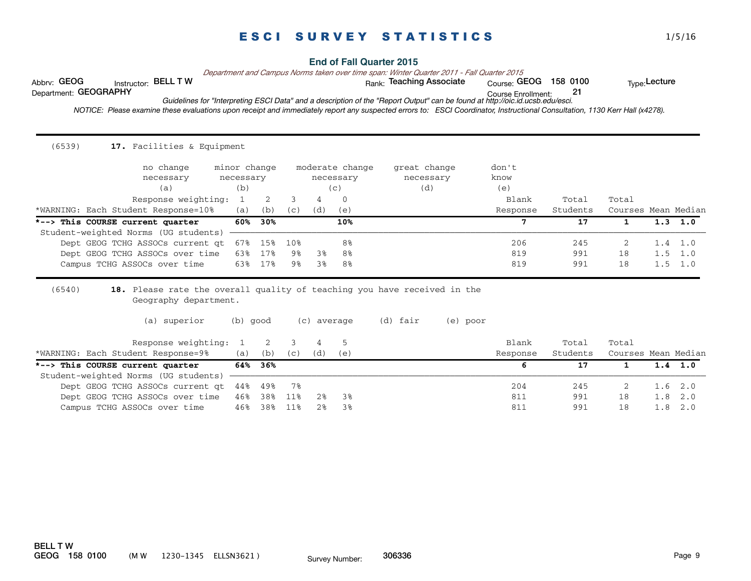# ESCI SURVEY STATISTICS

## End of Fall Quarter 2015

*Department and Campus Norms taken over time span: Winter Quarter 2011 - Fall Quarter 2015*

Abbrv: **GEOG** Instructor: **BELL T W** Rank: **Teaching Associate** Course: **GEOG 158 0100** Type: **Lecture**

Department: **GEOGRAPHY** Course Enrollment: **21**

*Guidelines for "Interpreting ESCI Data" and a description of the "Report Output" can be found at http://oic.id.ucsb.edu/esci.*

*NOTICE: Please examine these evaluations upon receipt and immediately report any suspected errors to: ESCI Coordinator, Instructional Consultation, 1130 Kerr Hall (x4278).*

---

(6539) **17.** Facilities & Equipment

(a) no change necessary (b) minor change necessary (c) moderate change necessary (d) great change necessary (e) don't know

Response weighting: (a) 1, (b) 2, (c) 3, (d) 4, (e) 0

*WARNING: Each Student Response=10%

| | (a) | (b) | (c) | (d) | (e) | Blank Response | Total Students | Total Courses | Mean | Median |
|---|---|---|---|---|---|---|---|---|---|---|
| ***--> This COURSE current quarter** | **60%** | **30%** | | | **10%** | **7** | **17** | **1** | **1.3** | **1.0** |
| Student-weighted Norms (UG students) | | | | | | | | | | |
| Dept GEOG TCHG ASSOCs current qt | 67% | 15% | 10% | | 8% | 206 | 245 | 2 | 1.4 | 1.0 |
| Dept GEOG TCHG ASSOCs over time | 63% | 17% | 9% | 3% | 8% | 819 | 991 | 18 | 1.5 | 1.0 |
| Campus TCHG ASSOCs over time | 63% | 17% | 9% | 3% | 8% | 819 | 991 | 18 | 1.5 | 1.0 |

---

(6540) **18.** Please rate the overall quality of teaching you have received in the Geography department.

(a) superior (b) good (c) average (d) fair (e) poor

Response weighting: (a) 1, (b) 2, (c) 3, (d) 4, (e) 5

*WARNING: Each Student Response=9%

| | (a) | (b) | (c) | (d) | (e) | Blank Response | Total Students | Total Courses | Mean | Median |
|---|---|---|---|---|---|---|---|---|---|---|
| ***--> This COURSE current quarter** | **64%** | **36%** | | | | **6** | **17** | **1** | **1.4** | **1.0** |
| Student-weighted Norms (UG students) | | | | | | | | | | |
| Dept GEOG TCHG ASSOCs current qt | 44% | 49% | 7% | | | 204 | 245 | 2 | 1.6 | 2.0 |
| Dept GEOG TCHG ASSOCs over time | 46% | 38% | 11% | 2% | 3% | 811 | 991 | 18 | 1.8 | 2.0 |
| Campus TCHG ASSOCs over time | 46% | 38% | 11% | 2% | 3% | 811 | 991 | 18 | 1.8 | 2.0 |

**BELL T W**
**GEOG 158 0100** (M W 1230-1345 ELLSN3621) Survey Number: **306336**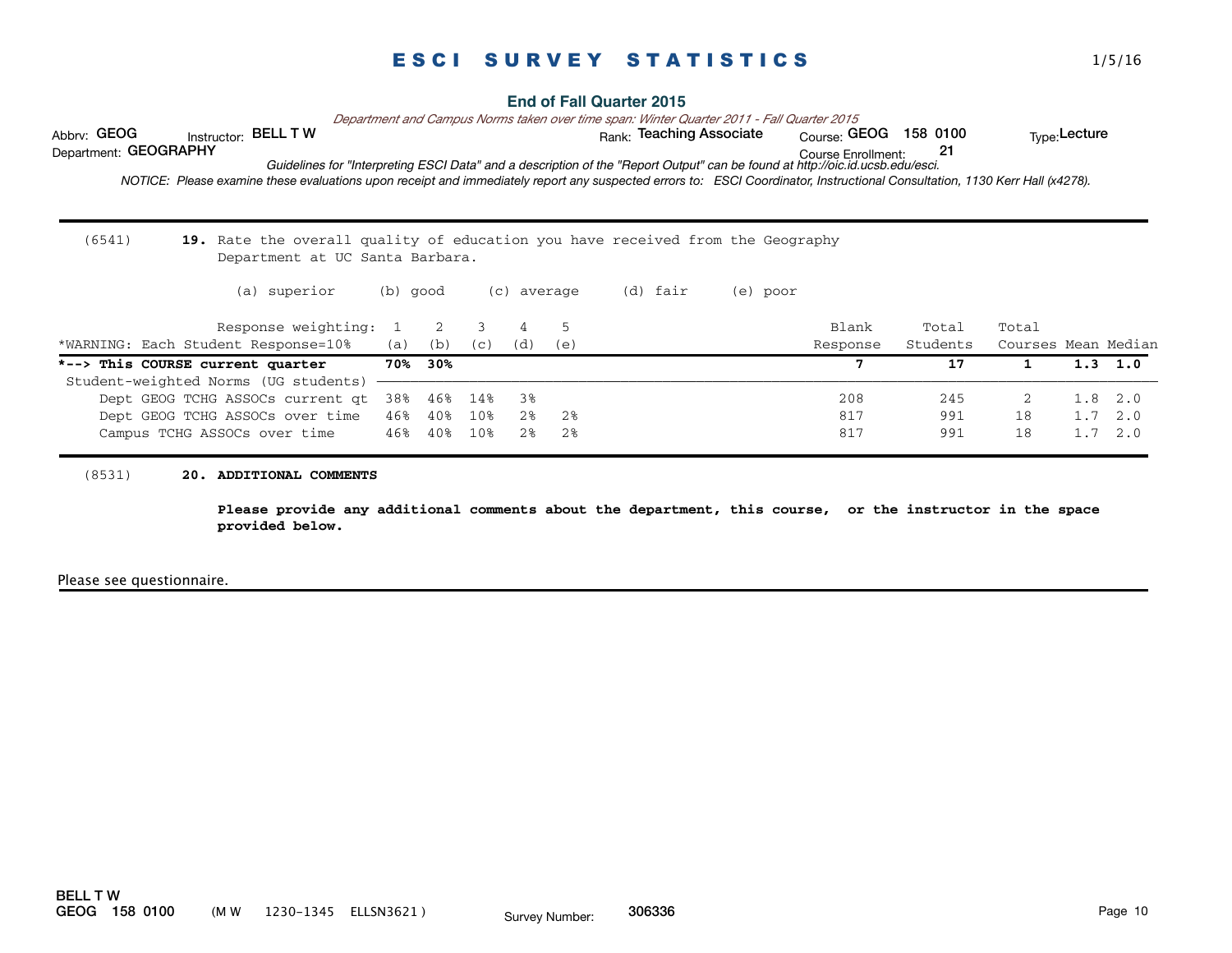# E S C I   S U R V E Y   S T A T I S T I C S

**End of Fall Quarter 2015**

*Department and Campus Norms taken over time span: Winter Quarter 2011 - Fall Quarter 2015*

Abbrv: **GEOG**  Instructor: **BELL T W**  Rank: **Teaching Associate**  Course: **GEOG 158 0100**  Type: **Lecture**

Department: **GEOGRAPHY**  Course Enrollment: **21**

*Guidelines for "Interpreting ESCI Data" and a description of the "Report Output" can be found at http://oic.id.ucsb.edu/esci.*

*NOTICE: Please examine these evaluations upon receipt and immediately report any suspected errors to: ESCI Coordinator, Instructional Consultation, 1130 Kerr Hall (x4278).*

---

(6541) **19.** Rate the overall quality of education you have received from the Geography Department at UC Santa Barbara.

(a) superior (b) good (c) average (d) fair (e) poor

| Response weighting: | 1 (a) | 2 (b) | 3 (c) | 4 (d) | 5 (e) | Blank Response | Total Students | Total Courses | Mean | Median |
|---|---|---|---|---|---|---|---|---|---|---|
| *WARNING: Each Student Response=10% | | | | | | | | | | |
| ***--> This COURSE current quarter** | **70%** | **30%** | | | | **7** | **17** | **1** | **1.3** | **1.0** |
| Student-weighted Norms (UG students) | | | | | | | | | | |
| Dept GEOG TCHG ASSOCs current qt | 38% | 46% | 14% | 3% | | 208 | 245 | 2 | 1.8 | 2.0 |
| Dept GEOG TCHG ASSOCs over time | 46% | 40% | 10% | 2% | 2% | 817 | 991 | 18 | 1.7 | 2.0 |
| Campus TCHG ASSOCs over time | 46% | 40% | 10% | 2% | 2% | 817 | 991 | 18 | 1.7 | 2.0 |

(8531) **20. ADDITIONAL COMMENTS**

**Please provide any additional comments about the department, this course, or the instructor in the space provided below.**

Please see questionnaire.

---

**BELL T W**
**GEOG 158 0100** (M W 1230-1345 ELLSN3621) Survey Number: **306336**